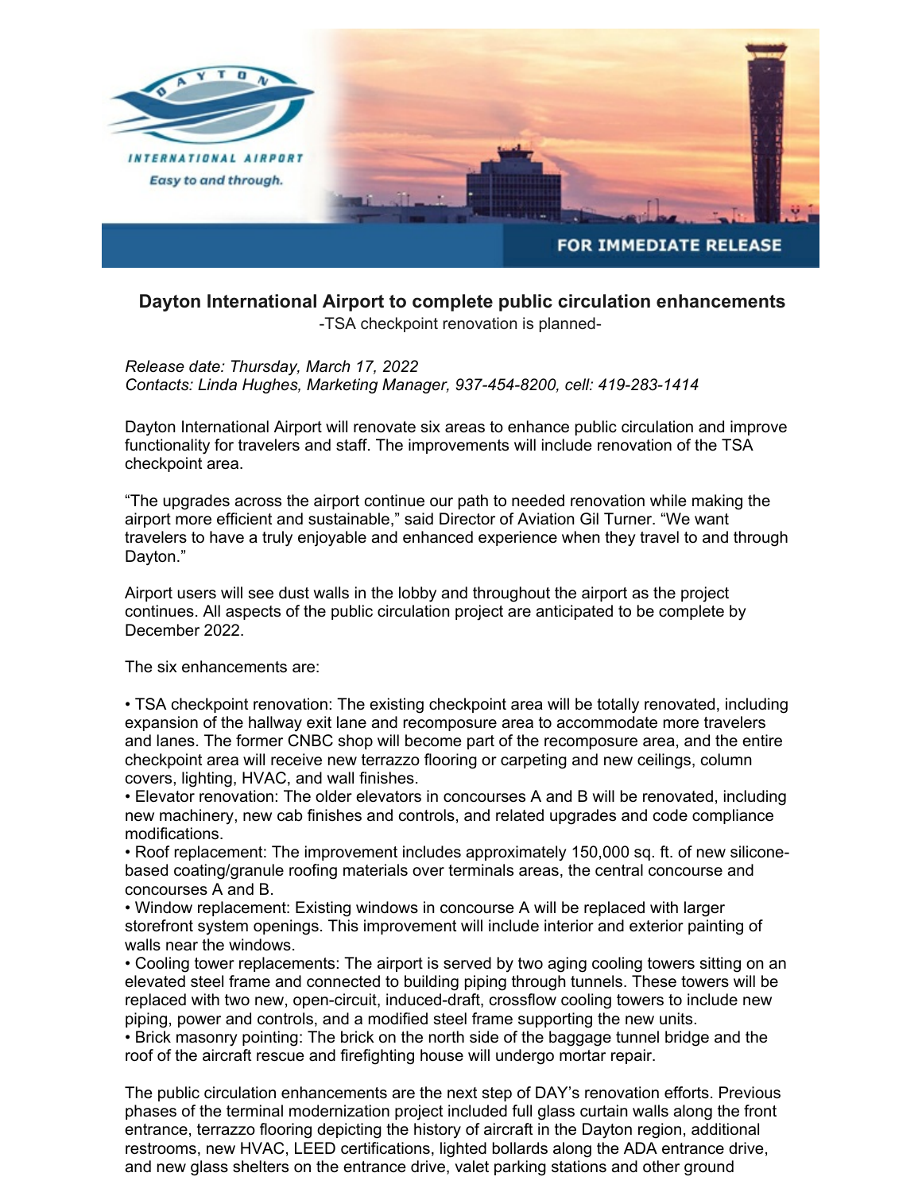INTERNATIONAL AIRPORT

Easy to and through.

FOR IMMEDIATE RELEASE

## Dayton International Airport to complete public circulation enhancements

-TSA checkpoint renovation is planned-

*Release date: Thursday, March 17, 2022*
*Contacts: Linda Hughes, Marketing Manager, 937-454-8200, cell: 419-283-1414*

Dayton International Airport will renovate six areas to enhance public circulation and improve functionality for travelers and staff. The improvements will include renovation of the TSA checkpoint area.

"The upgrades across the airport continue our path to needed renovation while making the airport more efficient and sustainable," said Director of Aviation Gil Turner. "We want travelers to have a truly enjoyable and enhanced experience when they travel to and through Dayton."

Airport users will see dust walls in the lobby and throughout the airport as the project continues. All aspects of the public circulation project are anticipated to be complete by December 2022.

The six enhancements are:

- TSA checkpoint renovation: The existing checkpoint area will be totally renovated, including expansion of the hallway exit lane and recomposure area to accommodate more travelers and lanes. The former CNBC shop will become part of the recomposure area, and the entire checkpoint area will receive new terrazzo flooring or carpeting and new ceilings, column covers, lighting, HVAC, and wall finishes.
- Elevator renovation: The older elevators in concourses A and B will be renovated, including new machinery, new cab finishes and controls, and related upgrades and code compliance modifications.
- Roof replacement: The improvement includes approximately 150,000 sq. ft. of new silicone-based coating/granule roofing materials over terminals areas, the central concourse and concourses A and B.
- Window replacement: Existing windows in concourse A will be replaced with larger storefront system openings. This improvement will include interior and exterior painting of walls near the windows.
- Cooling tower replacements: The airport is served by two aging cooling towers sitting on an elevated steel frame and connected to building piping through tunnels. These towers will be replaced with two new, open-circuit, induced-draft, crossflow cooling towers to include new piping, power and controls, and a modified steel frame supporting the new units.
- Brick masonry pointing: The brick on the north side of the baggage tunnel bridge and the roof of the aircraft rescue and firefighting house will undergo mortar repair.

The public circulation enhancements are the next step of DAY's renovation efforts. Previous phases of the terminal modernization project included full glass curtain walls along the front entrance, terrazzo flooring depicting the history of aircraft in the Dayton region, additional restrooms, new HVAC, LEED certifications, lighted bollards along the ADA entrance drive, and new glass shelters on the entrance drive, valet parking stations and other ground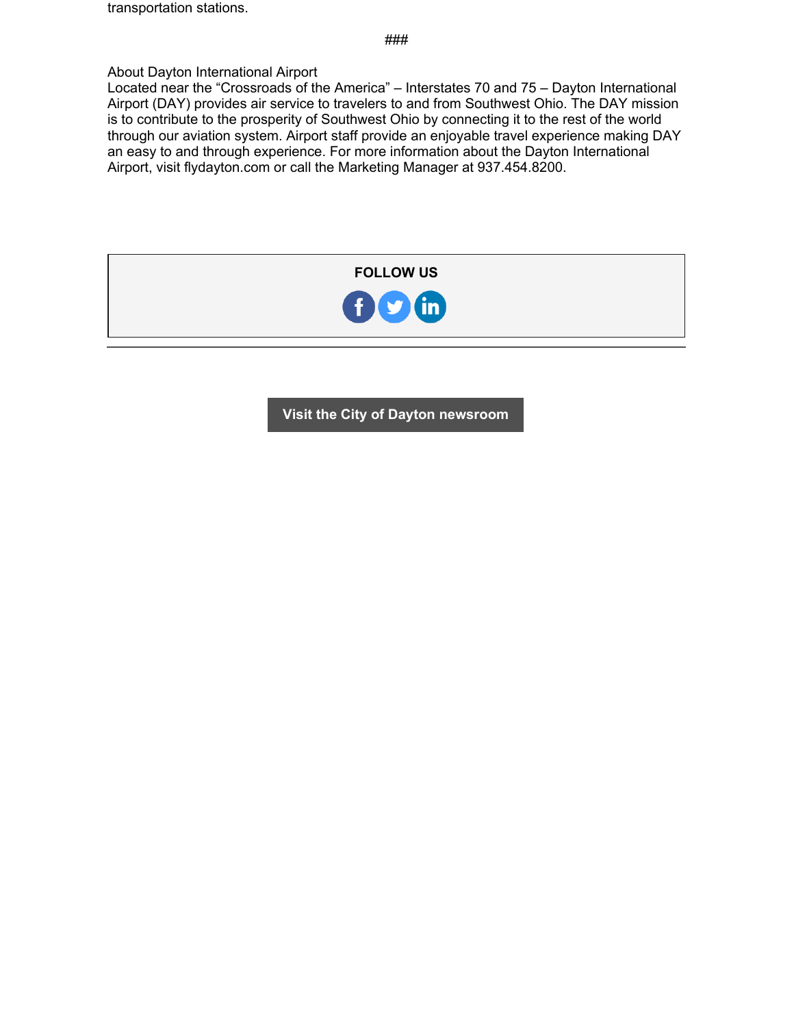transportation stations.

###

About Dayton International Airport
Located near the “Crossroads of the America” – Interstates 70 and 75 – Dayton International Airport (DAY) provides air service to travelers to and from Southwest Ohio. The DAY mission is to contribute to the prosperity of Southwest Ohio by connecting it to the rest of the world through our aviation system. Airport staff provide an enjoyable travel experience making DAY an easy to and through experience. For more information about the Dayton International Airport, visit flydayton.com or call the Marketing Manager at 937.454.8200.

**FOLLOW US**

---

**Visit the City of Dayton newsroom**